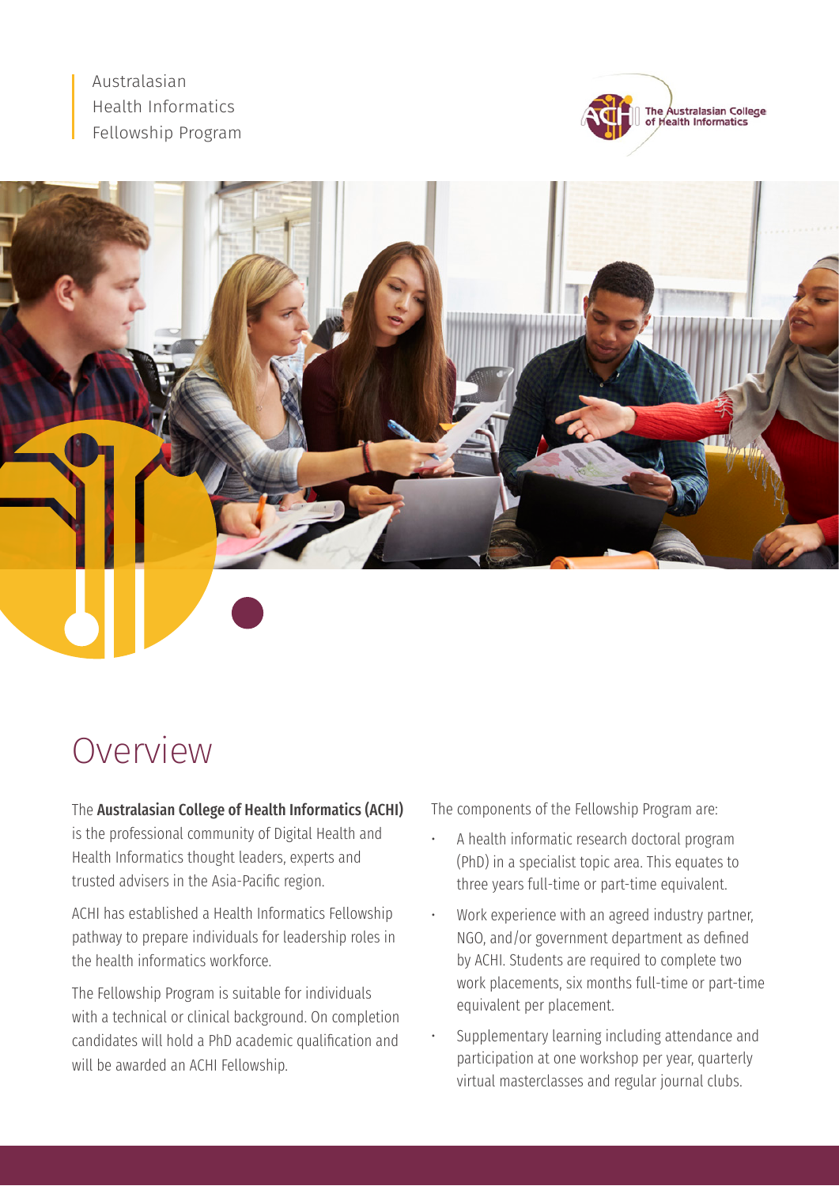Australasian
Health Informatics
Fellowship Program

The Australasian College of Health Informatics

# Overview

The **Australasian College of Health Informatics (ACHI)** is the professional community of Digital Health and Health Informatics thought leaders, experts and trusted advisers in the Asia-Pacific region.

ACHI has established a Health Informatics Fellowship pathway to prepare individuals for leadership roles in the health informatics workforce.

The Fellowship Program is suitable for individuals with a technical or clinical background. On completion candidates will hold a PhD academic qualification and will be awarded an ACHI Fellowship.

The components of the Fellowship Program are:

- A health informatic research doctoral program (PhD) in a specialist topic area. This equates to three years full-time or part-time equivalent.
- Work experience with an agreed industry partner, NGO, and/or government department as defined by ACHI. Students are required to complete two work placements, six months full-time or part-time equivalent per placement.
- Supplementary learning including attendance and participation at one workshop per year, quarterly virtual masterclasses and regular journal clubs.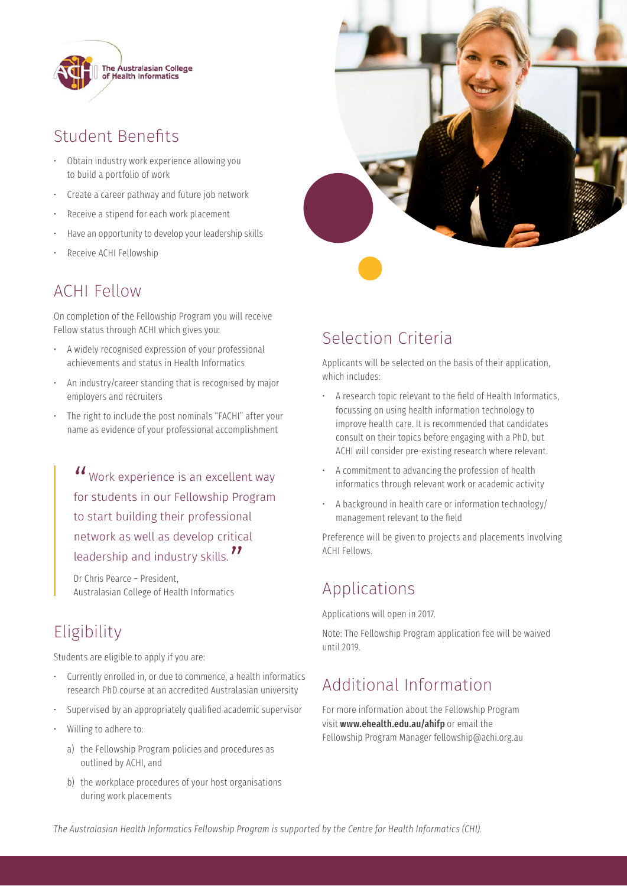The Australasian College of Health Informatics

## Student Benefits

- Obtain industry work experience allowing you to build a portfolio of work
- Create a career pathway and future job network
- Receive a stipend for each work placement
- Have an opportunity to develop your leadership skills
- Receive ACHI Fellowship

## ACHI Fellow

On completion of the Fellowship Program you will receive Fellow status through ACHI which gives you:

- A widely recognised expression of your professional achievements and status in Health Informatics
- An industry/career standing that is recognised by major employers and recruiters
- The right to include the post nominals "FACHI" after your name as evidence of your professional accomplishment

> "Work experience is an excellent way for students in our Fellowship Program to start building their professional network as well as develop critical leadership and industry skills."
>
> Dr Chris Pearce – President,
> Australasian College of Health Informatics

## Eligibility

Students are eligible to apply if you are:

- Currently enrolled in, or due to commence, a health informatics research PhD course at an accredited Australasian university
- Supervised by an appropriately qualified academic supervisor
- Willing to adhere to:
  a) the Fellowship Program policies and procedures as outlined by ACHI, and
  b) the workplace procedures of your host organisations during work placements

## Selection Criteria

Applicants will be selected on the basis of their application, which includes:

- A research topic relevant to the field of Health Informatics, focussing on using health information technology to improve health care. It is recommended that candidates consult on their topics before engaging with a PhD, but ACHI will consider pre-existing research where relevant.
- A commitment to advancing the profession of health informatics through relevant work or academic activity
- A background in health care or information technology/ management relevant to the field

Preference will be given to projects and placements involving ACHI Fellows.

## Applications

Applications will open in 2017.

Note: The Fellowship Program application fee will be waived until 2019.

## Additional Information

For more information about the Fellowship Program visit **www.ehealth.edu.au/ahifp** or email the Fellowship Program Manager fellowship@achi.org.au

*The Australasian Health Informatics Fellowship Program is supported by the Centre for Health Informatics (CHI).*